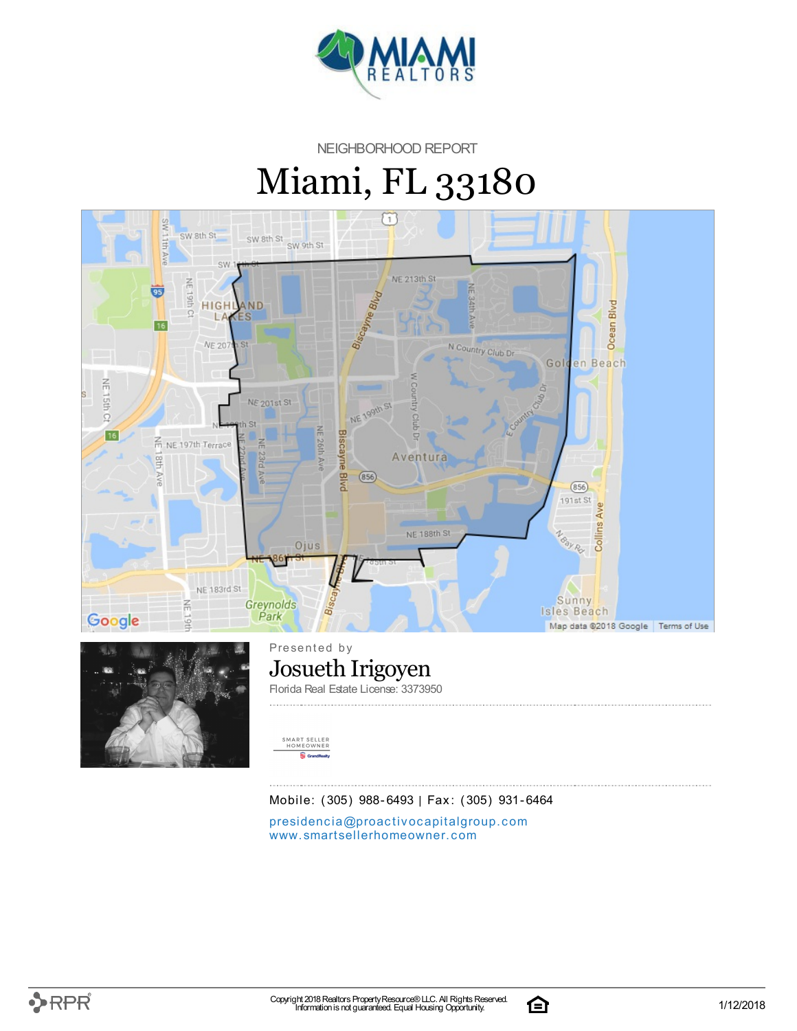NEIGHBORHOOD REPORT

# Miami, FL 33180

Presented by

## Josueth Irigoyen

Florida Real Estate License: 3373950

Mobile: (305) 988-6493 | Fax: (305) 931-6464

presidencia@proactivocapitalgroup.com
www.smartsellerhomeowner.com

Copyright 2018 Realtors Property Resource® LLC. All Rights Reserved.
Information is not guaranteed. Equal Housing Opportunity.

1/12/2018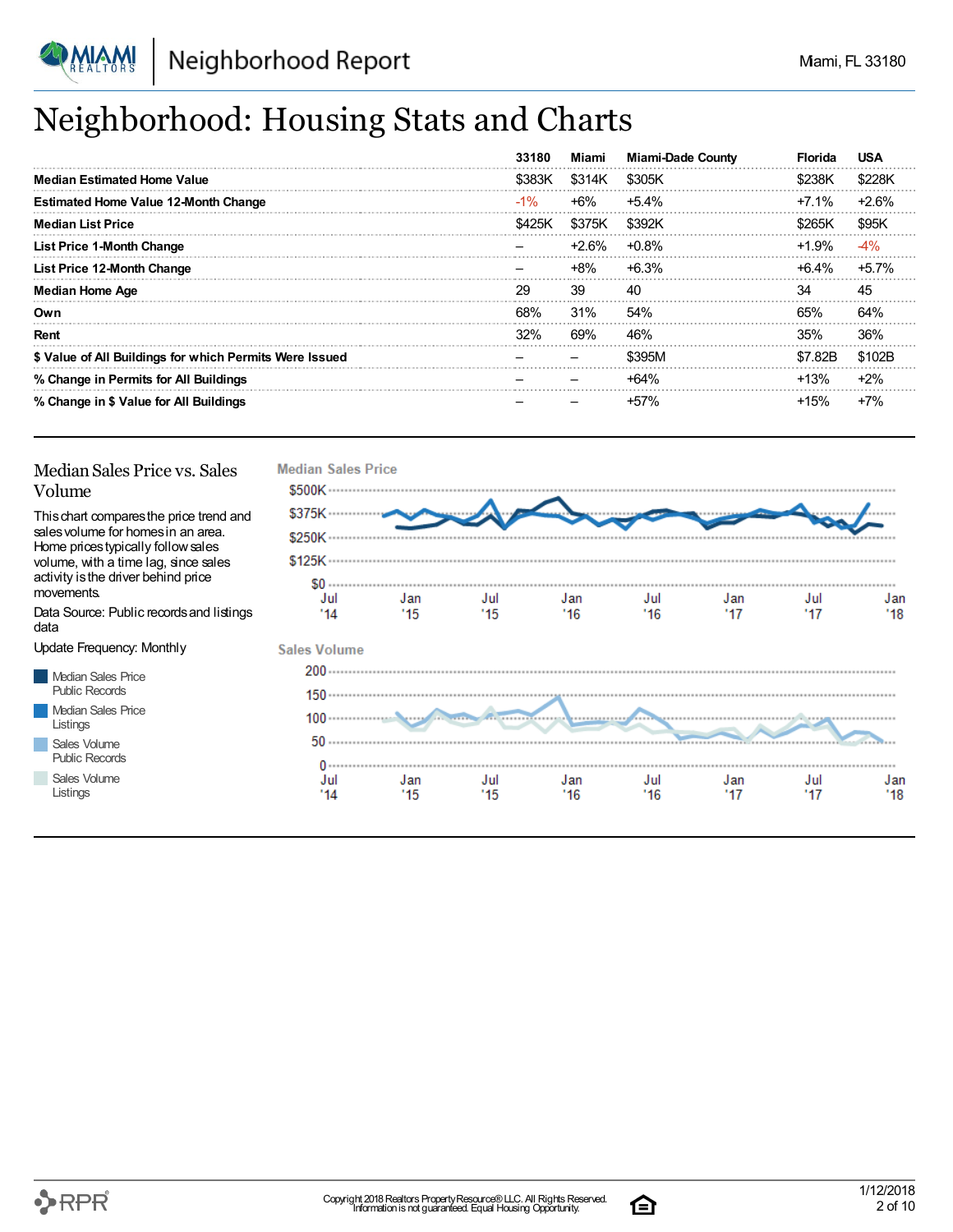# Neighborhood: Housing Stats and Charts

| | 33180 | Miami | Miami-Dade County | Florida | USA |
|---|---|---|---|---|---|
| **Median Estimated Home Value** | $383K | $314K | $305K | $238K | $228K |
| **Estimated Home Value 12-Month Change** | -1% | +6% | +5.4% | +7.1% | +2.6% |
| **Median List Price** | $425K | $375K | $392K | $265K | $95K |
| **List Price 1-Month Change** | – | +2.6% | +0.8% | +1.9% | -4% |
| **List Price 12-Month Change** | – | +8% | +6.3% | +6.4% | +5.7% |
| **Median Home Age** | 29 | 39 | 40 | 34 | 45 |
| **Own** | 68% | 31% | 54% | 65% | 64% |
| **Rent** | 32% | 69% | 46% | 35% | 36% |
| **$ Value of All Buildings for which Permits Were Issued** | – | – | $395M | $7.82B | $102B |
| **% Change in Permits for All Buildings** | – | – | +64% | +13% | +2% |
| **% Change in $ Value for All Buildings** | – | – | +57% | +15% | +7% |

## Median Sales Price vs. Sales Volume

This chart compares the price trend and sales volume for homes in an area. Home prices typically follow sales volume, with a time lag, since sales activity is the driver behind price movements.

Data Source: Public records and listings data

Update Frequency: Monthly

- Median Sales Price Public Records
- Median Sales Price Listings
- Sales Volume Public Records
- Sales Volume Listings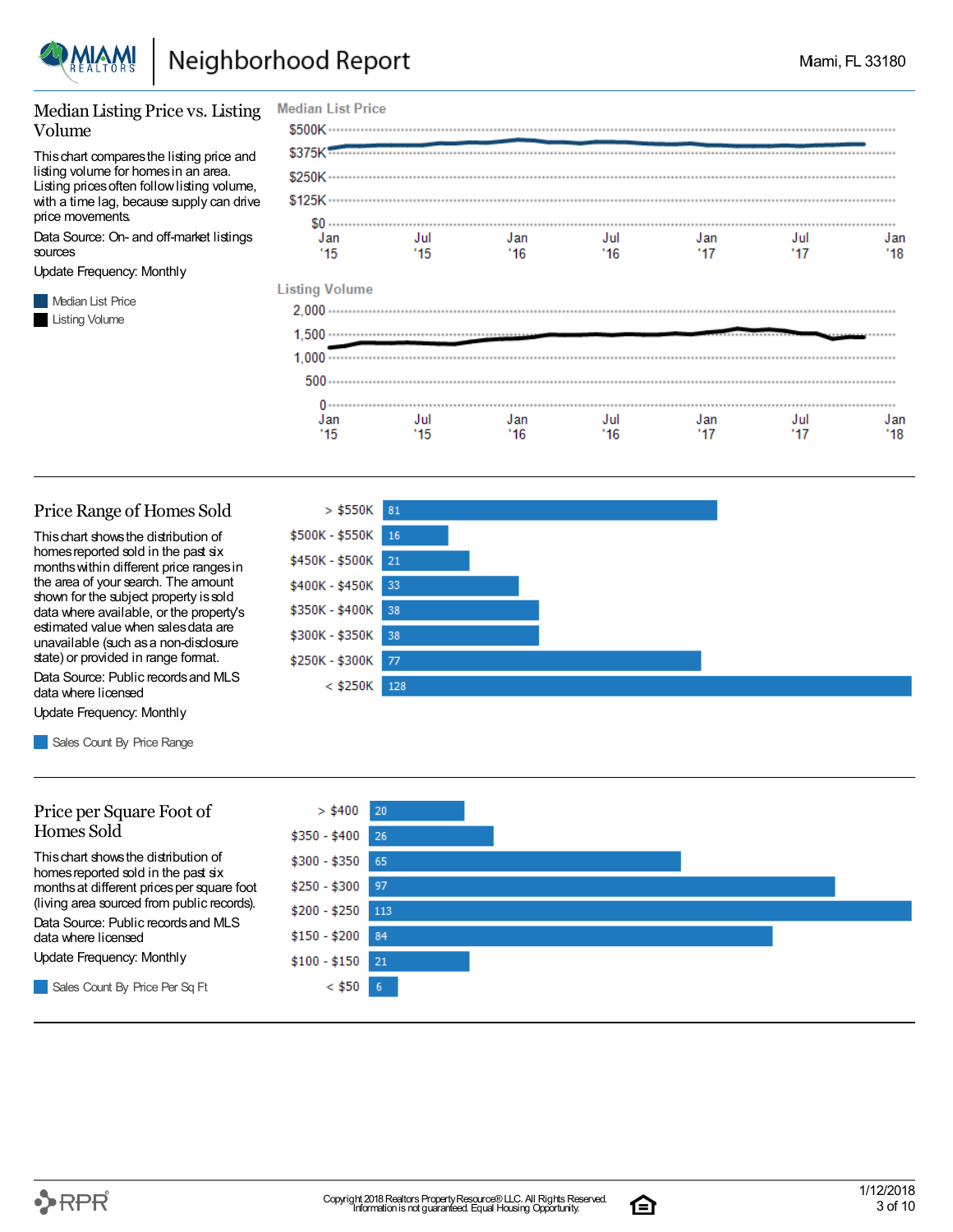# Neighborhood Report

Miami, FL 33180

## Median Listing Price vs. Listing Volume

This chart compares the listing price and listing volume for homes in an area. Listing prices often follow listing volume, with a time lag, because supply can drive price movements.

Data Source: On- and off-market listings sources

Update Frequency: Monthly

Median List Price

Listing Volume

## Price Range of Homes Sold

This chart shows the distribution of homes reported sold in the past six months within different price ranges in the area of your search. The amount shown for the subject property is sold data where available, or the property's estimated value when sales data are unavailable (such as a non-disclosure state) or provided in range format.

Data Source: Public records and MLS data where licensed

Update Frequency: Monthly

| Price Range | Sales Count By Price Range |
| --- | --- |
| > $550K | 81 |
| $500K - $550K | 16 |
| $450K - $500K | 21 |
| $400K - $450K | 33 |
| $350K - $400K | 38 |
| $300K - $350K | 38 |
| $250K - $300K | 77 |
| < $250K | 128 |

## Price per Square Foot of Homes Sold

This chart shows the distribution of homes reported sold in the past six months at different prices per square foot (living area sourced from public records).

Data Source: Public records and MLS data where licensed

Update Frequency: Monthly

| Price Per Sq Ft | Sales Count By Price Per Sq Ft |
| --- | --- |
| > $400 | 20 |
| $350 - $400 | 26 |
| $300 - $350 | 65 |
| $250 - $300 | 97 |
| $200 - $250 | 113 |
| $150 - $200 | 84 |
| $100 - $150 | 21 |
| < $50 | 6 |

Copyright 2018 Realtors Property Resource® LLC. All Rights Reserved. Information is not guaranteed. Equal Housing Opportunity.

1/12/2018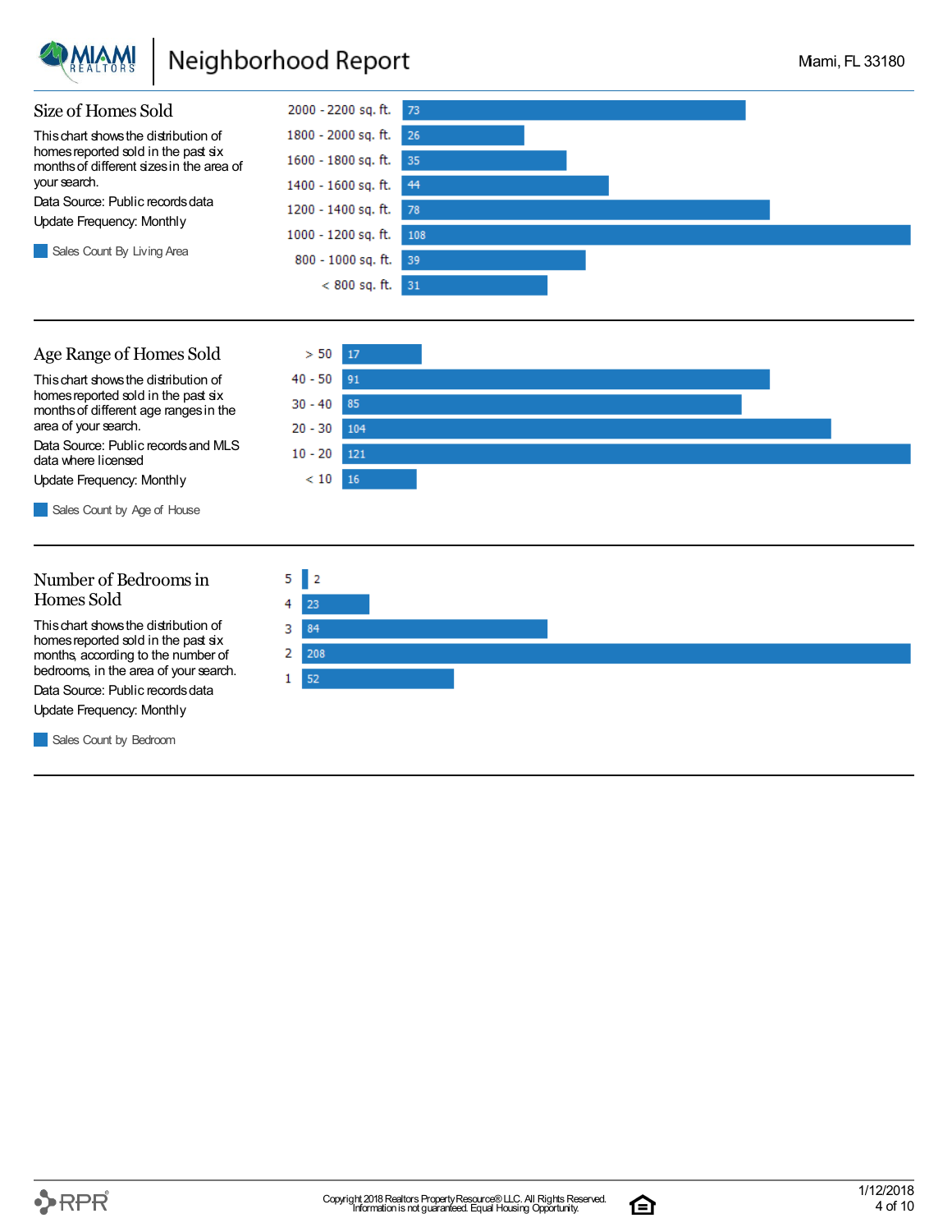# Neighborhood Report

Miami, FL 33180

## Size of Homes Sold

This chart shows the distribution of homes reported sold in the past six months of different sizes in the area of your search.

Data Source: Public records data

Update Frequency: Monthly

Sales Count By Living Area

| Living Area | Sales Count |
|---|---|
| 2000 - 2200 sq. ft. | 73 |
| 1800 - 2000 sq. ft. | 26 |
| 1600 - 1800 sq. ft. | 35 |
| 1400 - 1600 sq. ft. | 44 |
| 1200 - 1400 sq. ft. | 78 |
| 1000 - 1200 sq. ft. | 108 |
| 800 - 1000 sq. ft. | 39 |
| < 800 sq. ft. | 31 |

## Age Range of Homes Sold

This chart shows the distribution of homes reported sold in the past six months of different age ranges in the area of your search.

Data Source: Public records and MLS data where licensed

Update Frequency: Monthly

Sales Count by Age of House

| Age of House | Sales Count |
|---|---|
| > 50 | 17 |
| 40 - 50 | 91 |
| 30 - 40 | 85 |
| 20 - 30 | 104 |
| 10 - 20 | 121 |
| < 10 | 16 |

## Number of Bedrooms in Homes Sold

This chart shows the distribution of homes reported sold in the past six months, according to the number of bedrooms, in the area of your search.

Data Source: Public records data

Update Frequency: Monthly

Sales Count by Bedroom

| Bedrooms | Sales Count |
|---|---|
| 5 | 2 |
| 4 | 23 |
| 3 | 84 |
| 2 | 208 |
| 1 | 52 |

Copyright 2018 Realtors Property Resource® LLC. All Rights Reserved.
Information is not guaranteed. Equal Housing Opportunity.

1/12/2018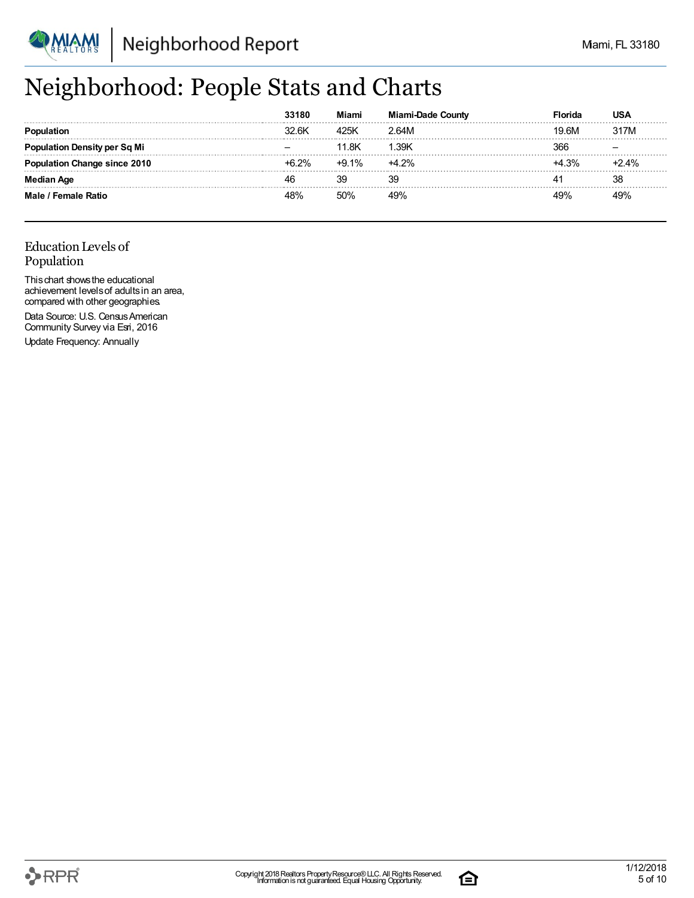# Neighborhood: People Stats and Charts

| | 33180 | Miami | Miami-Dade County | Florida | USA |
|---|---|---|---|---|---|
| **Population** | 32.6K | 425K | 2.64M | 19.6M | 317M |
| **Population Density per Sq Mi** | – | 11.8K | 1.39K | 366 | – |
| **Population Change since 2010** | +6.2% | +9.1% | +4.2% | +4.3% | +2.4% |
| **Median Age** | 46 | 39 | 39 | 41 | 38 |
| **Male / Female Ratio** | 48% | 50% | 49% | 49% | 49% |

## Education Levels of Population

This chart shows the educational achievement levels of adults in an area, compared with other geographies.

Data Source: U.S. Census American Community Survey via Esri, 2016

Update Frequency: Annually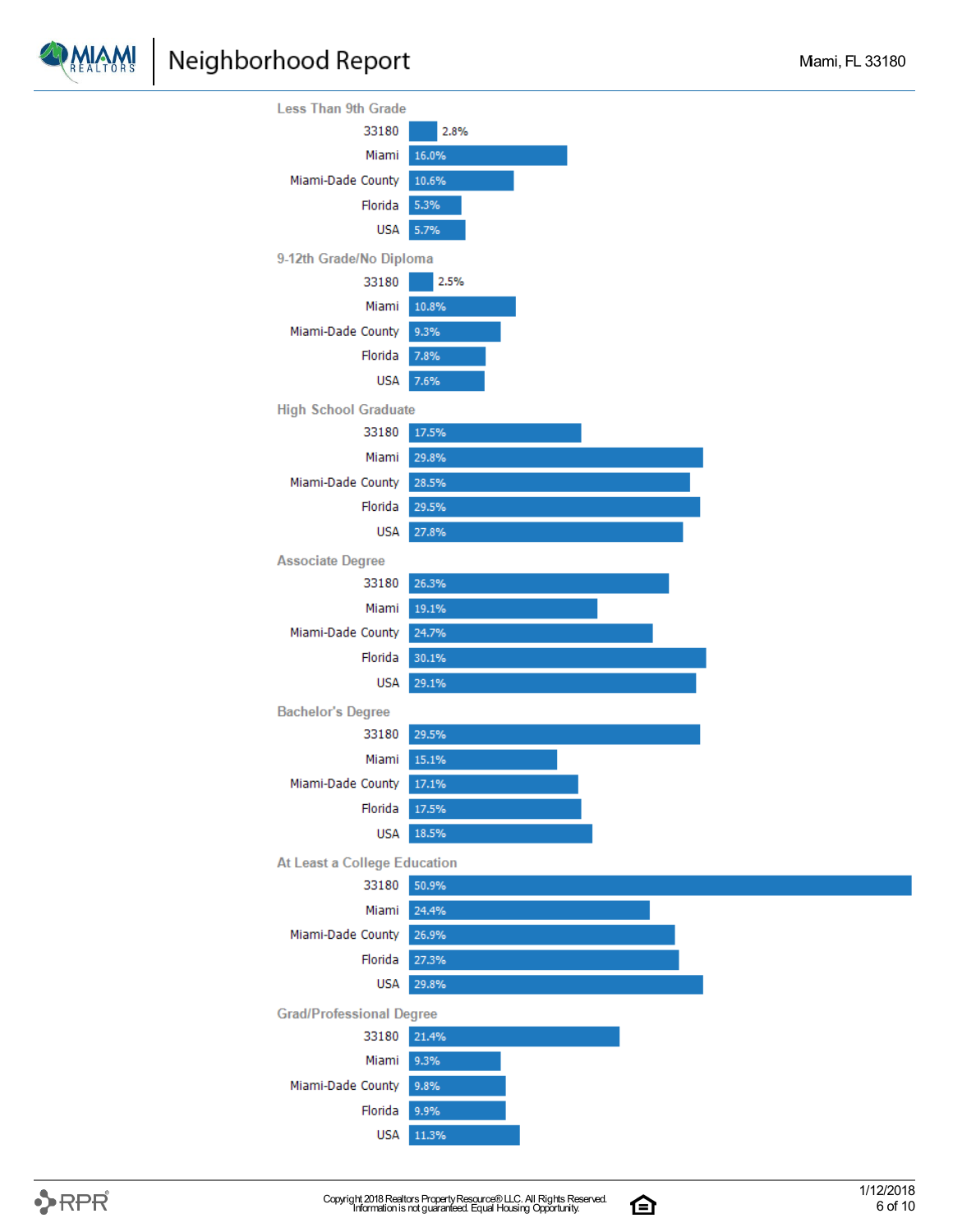### Less Than 9th Grade

| Area | Value |
|---|---|
| 33180 | 2.8% |
| Miami | 16.0% |
| Miami-Dade County | 10.6% |
| Florida | 5.3% |
| USA | 5.7% |

### 9-12th Grade/No Diploma

| Area | Value |
|---|---|
| 33180 | 2.5% |
| Miami | 10.8% |
| Miami-Dade County | 9.3% |
| Florida | 7.8% |
| USA | 7.6% |

### High School Graduate

| Area | Value |
|---|---|
| 33180 | 17.5% |
| Miami | 29.8% |
| Miami-Dade County | 28.5% |
| Florida | 29.5% |
| USA | 27.8% |

### Associate Degree

| Area | Value |
|---|---|
| 33180 | 26.3% |
| Miami | 19.1% |
| Miami-Dade County | 24.7% |
| Florida | 30.1% |
| USA | 29.1% |

### Bachelor's Degree

| Area | Value |
|---|---|
| 33180 | 29.5% |
| Miami | 15.1% |
| Miami-Dade County | 17.1% |
| Florida | 17.5% |
| USA | 18.5% |

### At Least a College Education

| Area | Value |
|---|---|
| 33180 | 50.9% |
| Miami | 24.4% |
| Miami-Dade County | 26.9% |
| Florida | 27.3% |
| USA | 29.8% |

### Grad/Professional Degree

| Area | Value |
|---|---|
| 33180 | 21.4% |
| Miami | 9.3% |
| Miami-Dade County | 9.8% |
| Florida | 9.9% |
| USA | 11.3% |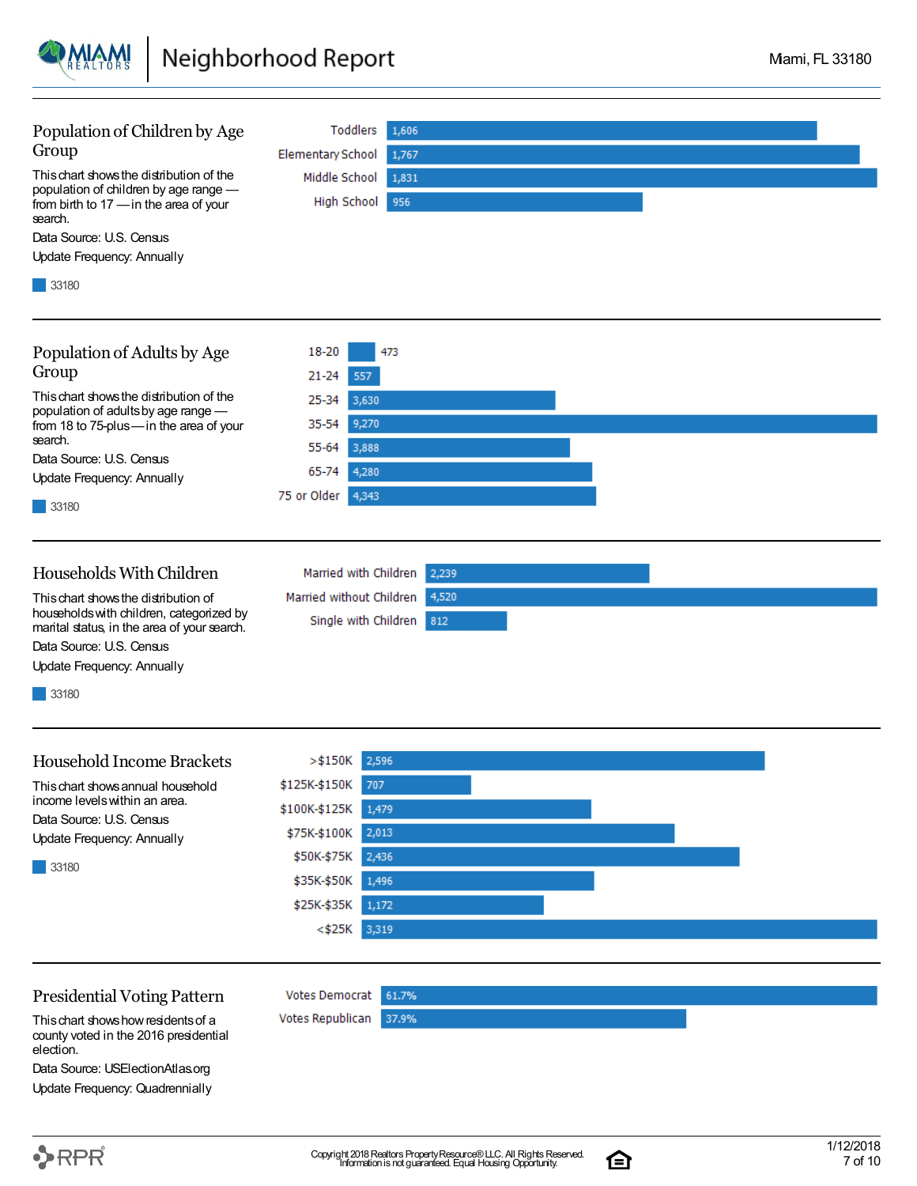## Population of Children by Age Group

This chart shows the distribution of the population of children by age range — from birth to 17 — in the area of your search.

Data Source: U.S. Census

Update Frequency: Annually

| Age Group | 33180 |
|---|---|
| Toddlers | 1,606 |
| Elementary School | 1,767 |
| Middle School | 1,831 |
| High School | 956 |

## Population of Adults by Age Group

This chart shows the distribution of the population of adults by age range — from 18 to 75-plus — in the area of your search.

Data Source: U.S. Census

Update Frequency: Annually

| Age Group | 33180 |
|---|---|
| 18-20 | 473 |
| 21-24 | 557 |
| 25-34 | 3,630 |
| 35-54 | 9,270 |
| 55-64 | 3,888 |
| 65-74 | 4,280 |
| 75 or Older | 4,343 |

## Households With Children

This chart shows the distribution of households with children, categorized by marital status, in the area of your search.

Data Source: U.S. Census

Update Frequency: Annually

| Household Type | 33180 |
|---|---|
| Married with Children | 2,239 |
| Married without Children | 4,520 |
| Single with Children | 812 |

## Household Income Brackets

This chart shows annual household income levels within an area.

Data Source: U.S. Census

Update Frequency: Annually

| Income Bracket | 33180 |
|---|---|
| >$150K | 2,596 |
| $125K-$150K | 707 |
| $100K-$125K | 1,479 |
| $75K-$100K | 2,013 |
| $50K-$75K | 2,436 |
| $35K-$50K | 1,496 |
| $25K-$35K | 1,172 |
| <$25K | 3,319 |

## Presidential Voting Pattern

This chart shows how residents of a county voted in the 2016 presidential election.

Data Source: USElectionAtlas.org

Update Frequency: Quadrennially

| Vote | Percentage |
|---|---|
| Votes Democrat | 61.7% |
| Votes Republican | 37.9% |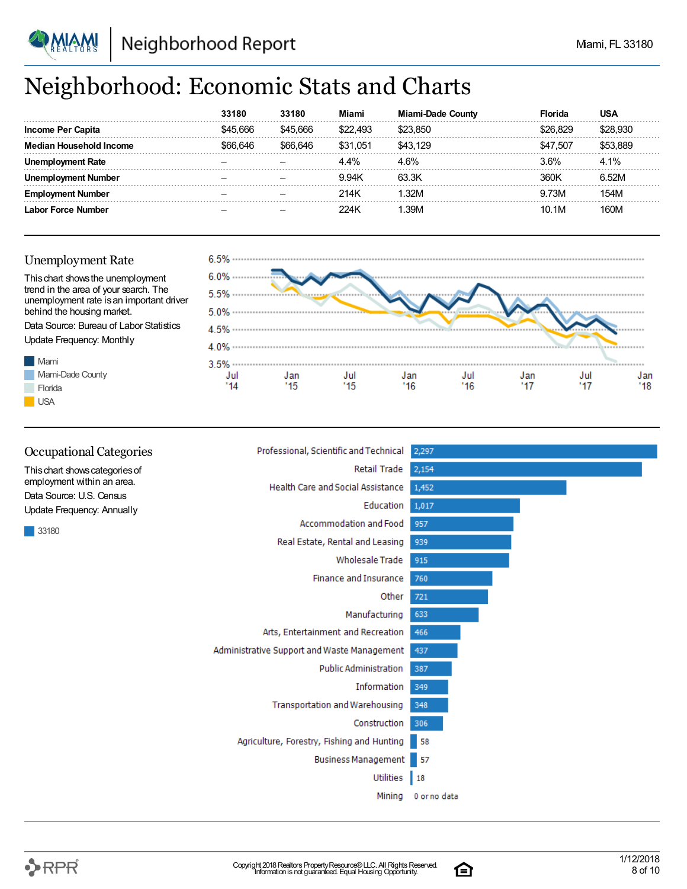# Neighborhood: Economic Stats and Charts

| | 33180 | 33180 | Miami | Miami-Dade County | Florida | USA |
|---|---|---|---|---|---|---|
| **Income Per Capita** | $45,666 | $45,666 | $22,493 | $23,850 | $26,829 | $28,930 |
| **Median Household Income** | $66,646 | $66,646 | $31,051 | $43,129 | $47,507 | $53,889 |
| **Unemployment Rate** | – | – | 4.4% | 4.6% | 3.6% | 4.1% |
| **Unemployment Number** | – | – | 9.94K | 63.3K | 360K | 6.52M |
| **Employment Number** | – | – | 214K | 1.32M | 9.73M | 154M |
| **Labor Force Number** | – | – | 224K | 1.39M | 10.1M | 160M |

## Unemployment Rate

This chart shows the unemployment trend in the area of your search. The unemployment rate is an important driver behind the housing market.

Data Source: Bureau of Labor Statistics

Update Frequency: Monthly

## Occupational Categories

This chart shows categories of employment within an area.

Data Source: U.S. Census

Update Frequency: Annually

| Category | 33180 |
|---|---|
| Professional, Scientific and Technical | 2,297 |
| Retail Trade | 2,154 |
| Health Care and Social Assistance | 1,452 |
| Education | 1,017 |
| Accommodation and Food | 957 |
| Real Estate, Rental and Leasing | 939 |
| Wholesale Trade | 915 |
| Finance and Insurance | 760 |
| Other | 721 |
| Manufacturing | 633 |
| Arts, Entertainment and Recreation | 466 |
| Administrative Support and Waste Management | 437 |
| Public Administration | 387 |
| Information | 349 |
| Transportation and Warehousing | 348 |
| Construction | 306 |
| Agriculture, Forestry, Fishing and Hunting | 58 |
| Business Management | 57 |
| Utilities | 18 |
| Mining | 0 or no data |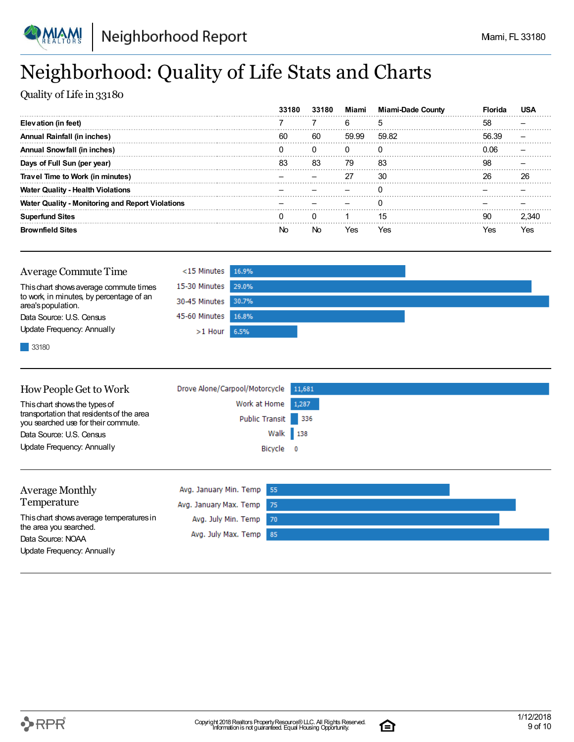# Neighborhood: Quality of Life Stats and Charts

Quality of Life in 33180

| | 33180 | 33180 | Miami | Miami-Dade County | Florida | USA |
|---|---|---|---|---|---|---|
| **Elevation (in feet)** | 7 | 7 | 6 | 5 | 58 | – |
| **Annual Rainfall (in inches)** | 60 | 60 | 59.99 | 59.82 | 56.39 | – |
| **Annual Snowfall (in inches)** | 0 | 0 | 0 | 0 | 0.06 | – |
| **Days of Full Sun (per year)** | 83 | 83 | 79 | 83 | 98 | – |
| **Travel Time to Work (in minutes)** | – | – | 27 | 30 | 26 | 26 |
| **Water Quality - Health Violations** | – | – | – | 0 | – | – |
| **Water Quality - Monitoring and Report Violations** | – | – | – | 0 | – | – |
| **Superfund Sites** | 0 | 0 | 1 | 15 | 90 | 2,340 |
| **Brownfield Sites** | No | No | Yes | Yes | Yes | Yes |

## Average Commute Time

This chart shows average commute times to work, in minutes, by percentage of an area's population.

Data Source: U.S. Census

Update Frequency: Annually

| Commute Time | 33180 |
|---|---|
| <15 Minutes | 16.9% |
| 15-30 Minutes | 29.0% |
| 30-45 Minutes | 30.7% |
| 45-60 Minutes | 16.8% |
| >1 Hour | 6.5% |

## How People Get to Work

This chart shows the types of transportation that residents of the area you searched use for their commute.

Data Source: U.S. Census

Update Frequency: Annually

| Transportation | Count |
|---|---|
| Drove Alone/Carpool/Motorcycle | 11,681 |
| Work at Home | 1,287 |
| Public Transit | 336 |
| Walk | 138 |
| Bicycle | 0 |

## Average Monthly Temperature

This chart shows average temperatures in the area you searched.

Data Source: NOAA

Update Frequency: Annually

| Measure | Temperature |
|---|---|
| Avg. January Min. Temp | 55 |
| Avg. January Max. Temp | 75 |
| Avg. July Min. Temp | 70 |
| Avg. July Max. Temp | 85 |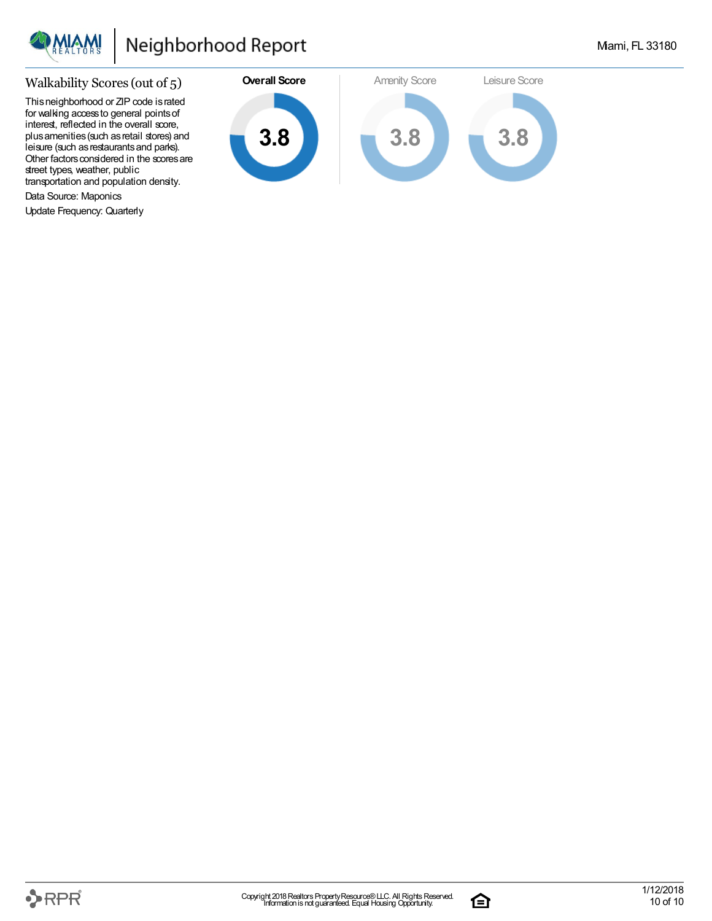## Walkability Scores (out of 5)

This neighborhood or ZIP code is rated for walking access to general points of interest, reflected in the overall score, plus amenities (such as retail stores) and leisure (such as restaurants and parks). Other factors considered in the scores are street types, weather, public transportation and population density.

Data Source: Maponics

Update Frequency: Quarterly

**Overall Score**
3.8

Amenity Score
3.8

Leisure Score
3.8